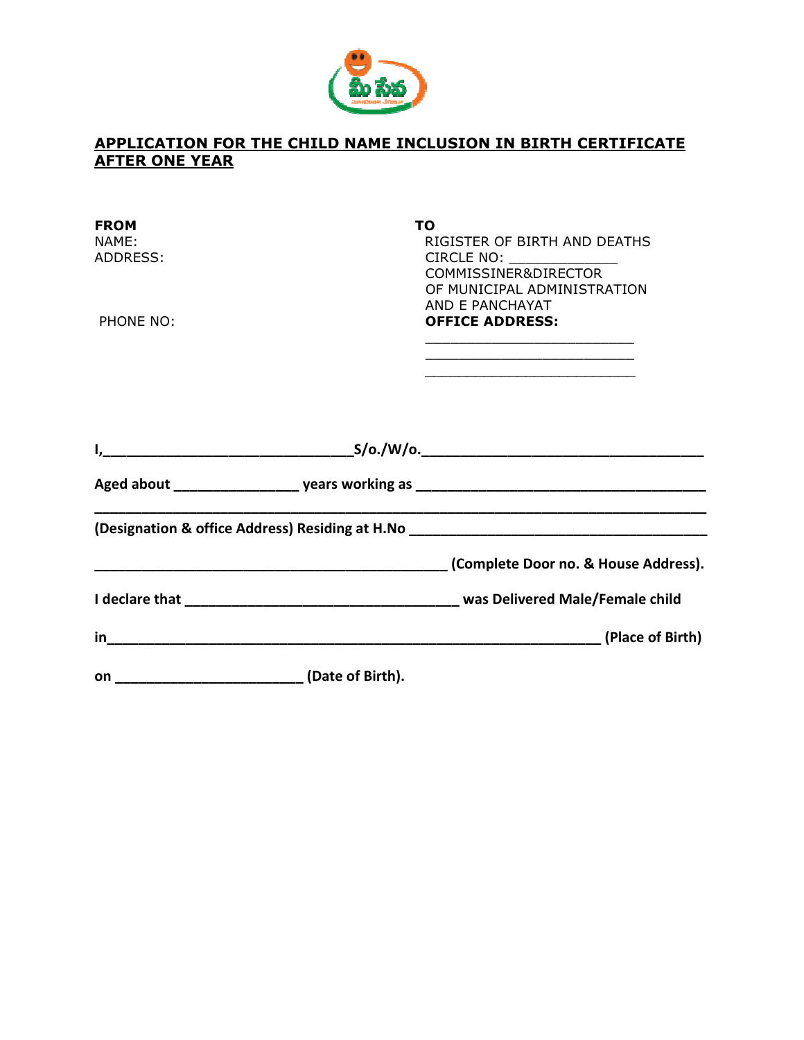## APPLICATION FOR THE CHILD NAME INCLUSION IN BIRTH CERTIFICATE AFTER ONE YEAR

**FROM**
NAME:
ADDRESS:

PHONE NO:

**TO**
RIGISTER OF BIRTH AND DEATHS
CIRCLE NO: _____________
COMMISSINER&DIRECTOR
OF MUNICIPAL ADMINISTRATION
AND E PANCHAYAT
**OFFICE ADDRESS:**
_________________________
_________________________
_________________________

**I,______________________________S/o./W/o.___________________________________**

**Aged about _______________ years working as ____________________________________**

**_________________________________________________________________________**

**(Designation & office Address) Residing at H.No ____________________________________**

**__________________________________________ (Complete Door no. & House Address).**

**I declare that _________________________________ was Delivered Male/Female child**

**in___________________________________________________________ (Place of Birth)**

**on _______________________ (Date of Birth).**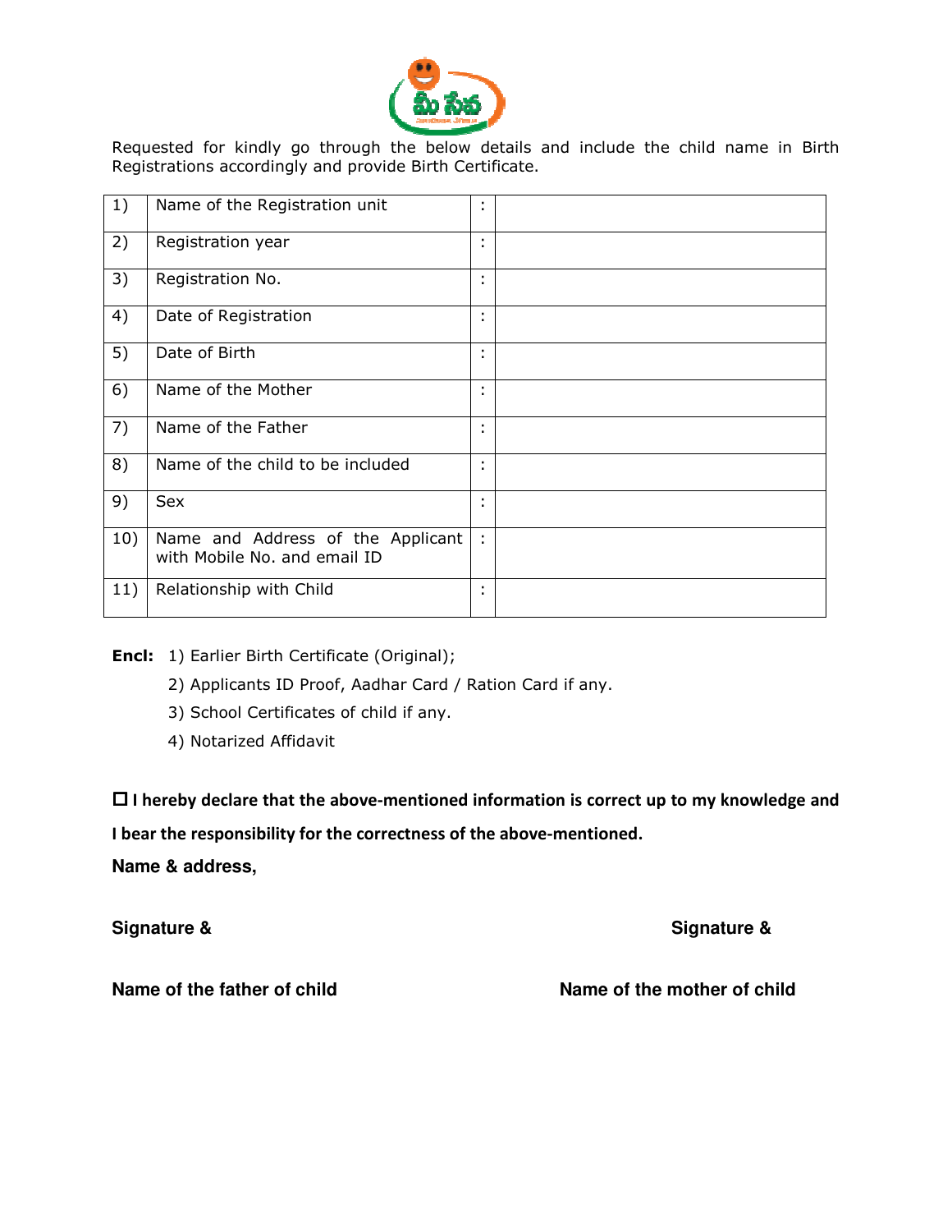Requested for kindly go through the below details and include the child name in Birth Registrations accordingly and provide Birth Certificate.

| | | | |
|---|---|---|---|
| 1) | Name of the Registration unit | : | |
| 2) | Registration year | : | |
| 3) | Registration No. | : | |
| 4) | Date of Registration | : | |
| 5) | Date of Birth | : | |
| 6) | Name of the Mother | : | |
| 7) | Name of the Father | : | |
| 8) | Name of the child to be included | : | |
| 9) | Sex | : | |
| 10) | Name and Address of the Applicant with Mobile No. and email ID | : | |
| 11) | Relationship with Child | : | |

**Encl:** 1) Earlier Birth Certificate (Original);

2) Applicants ID Proof, Aadhar Card / Ration Card if any.

3) School Certificates of child if any.

4) Notarized Affidavit

☐ **I hereby declare that the above-mentioned information is correct up to my knowledge and I bear the responsibility for the correctness of the above-mentioned.**

**Name & address,**

**Signature &**

**Name of the father of child**

**Signature &**

**Name of the mother of child**